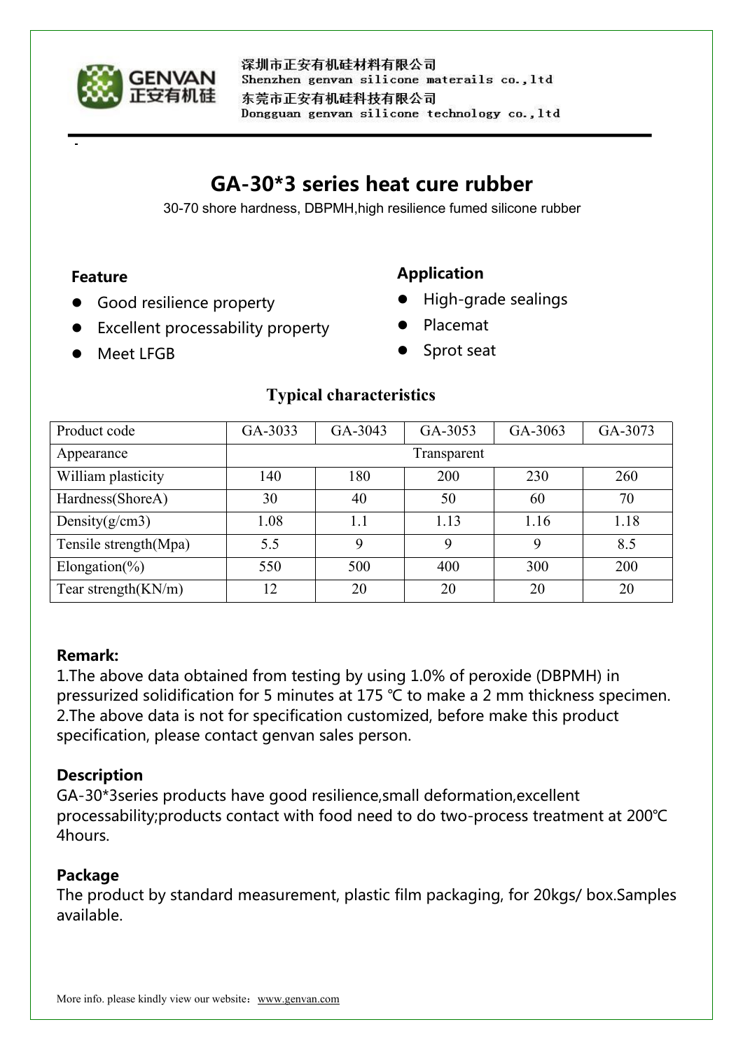深圳市正安有机硅材料有限公司
Shenzhen genvan silicone materails co.,ltd
东莞市正安有机硅科技有限公司
Dongguan genvan silicone technology co.,ltd

# GA-30*3 series heat cure rubber

30-70 shore hardness, DBPMH,high resilience fumed silicone rubber

## Feature

- Good resilience property
- Excellent processability property
- Meet LFGB

## Application

- High-grade sealings
- Placemat
- Sprot seat

## Typical characteristics

| Product code | GA-3033 | GA-3043 | GA-3053 | GA-3063 | GA-3073 |
|---|---|---|---|---|---|
| Appearance | Transparent | | | | |
| William plasticity | 140 | 180 | 200 | 230 | 260 |
| Hardness(ShoreA) | 30 | 40 | 50 | 60 | 70 |
| Density(g/cm3) | 1.08 | 1.1 | 1.13 | 1.16 | 1.18 |
| Tensile strength(Mpa) | 5.5 | 9 | 9 | 9 | 8.5 |
| Elongation(%) | 550 | 500 | 400 | 300 | 200 |
| Tear strength(KN/m) | 12 | 20 | 20 | 20 | 20 |

**Remark:**

1.The above data obtained from testing by using 1.0% of peroxide (DBPMH) in pressurized solidification for 5 minutes at 175 ℃ to make a 2 mm thickness specimen.
2.The above data is not for specification customized, before make this product specification, please contact genvan sales person.

**Description**

GA-30*3series products have good resilience,small deformation,excellent processability;products contact with food need to do two-process treatment at 200℃ 4hours.

**Package**

The product by standard measurement, plastic film packaging, for 20kgs/ box.Samples available.

More info. please kindly view our website：www.genvan.com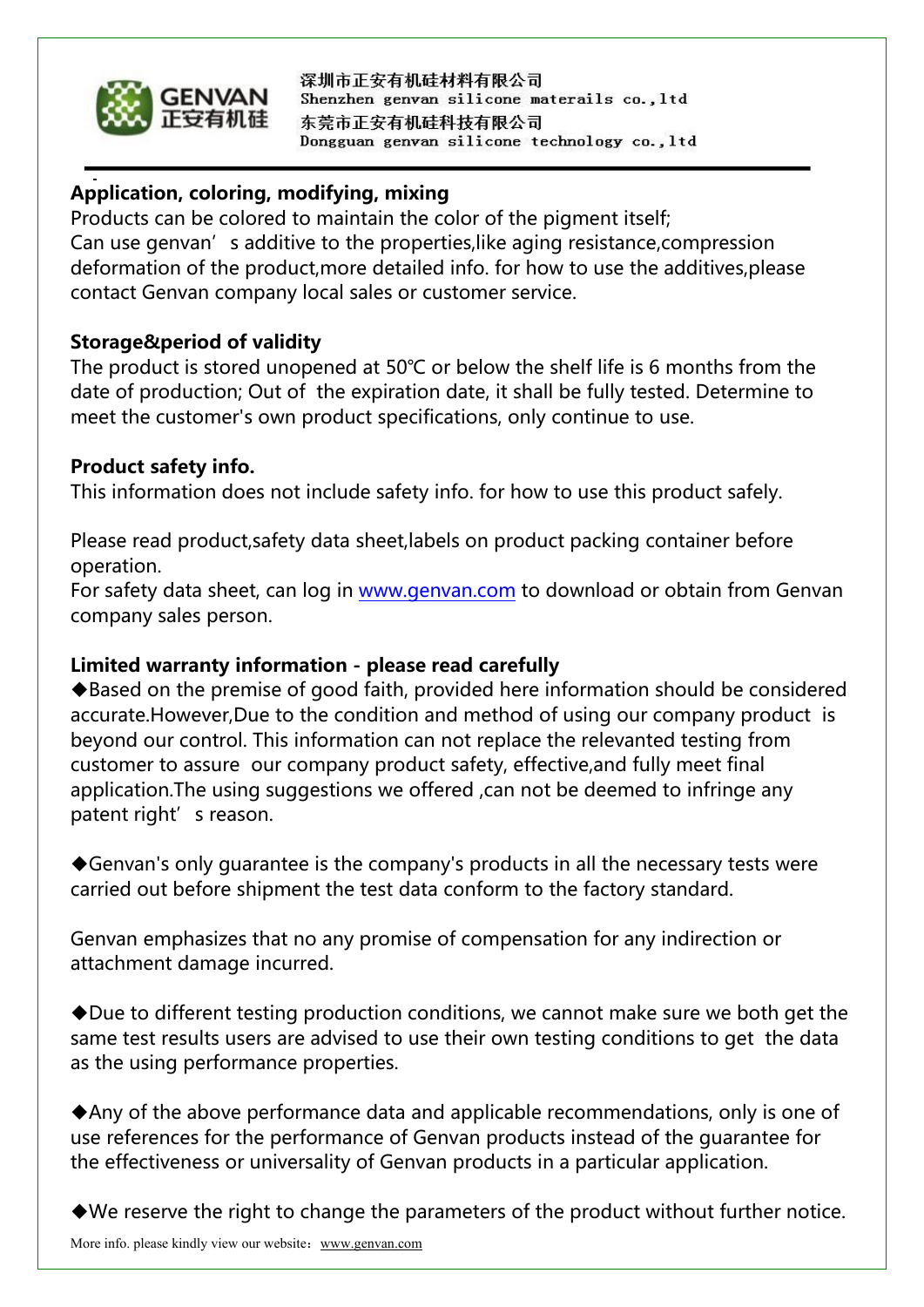## Application, coloring, modifying, mixing

Products can be colored to maintain the color of the pigment itself;
Can use genvan's additive to the properties,like aging resistance,compression deformation of the product,more detailed info. for how to use the additives,please contact Genvan company local sales or customer service.

## Storage&period of validity

The product is stored unopened at 50℃ or below the shelf life is 6 months from the date of production; Out of the expiration date, it shall be fully tested. Determine to meet the customer's own product specifications, only continue to use.

## Product safety info.

This information does not include safety info. for how to use this product safely.

Please read product,safety data sheet,labels on product packing container before operation.
For safety data sheet, can log in www.genvan.com to download or obtain from Genvan company sales person.

## Limited warranty information - please read carefully

◆Based on the premise of good faith, provided here information should be considered accurate.However,Due to the condition and method of using our company product is beyond our control. This information can not replace the relevanted testing from customer to assure our company product safety, effective,and fully meet final application.The using suggestions we offered ,can not be deemed to infringe any patent right's reason.

◆Genvan's only guarantee is the company's products in all the necessary tests were carried out before shipment the test data conform to the factory standard.

Genvan emphasizes that no any promise of compensation for any indirection or attachment damage incurred.

◆Due to different testing production conditions, we cannot make sure we both get the same test results users are advised to use their own testing conditions to get the data as the using performance properties.

◆Any of the above performance data and applicable recommendations, only is one of use references for the performance of Genvan products instead of the guarantee for the effectiveness or universality of Genvan products in a particular application.

◆We reserve the right to change the parameters of the product without further notice.